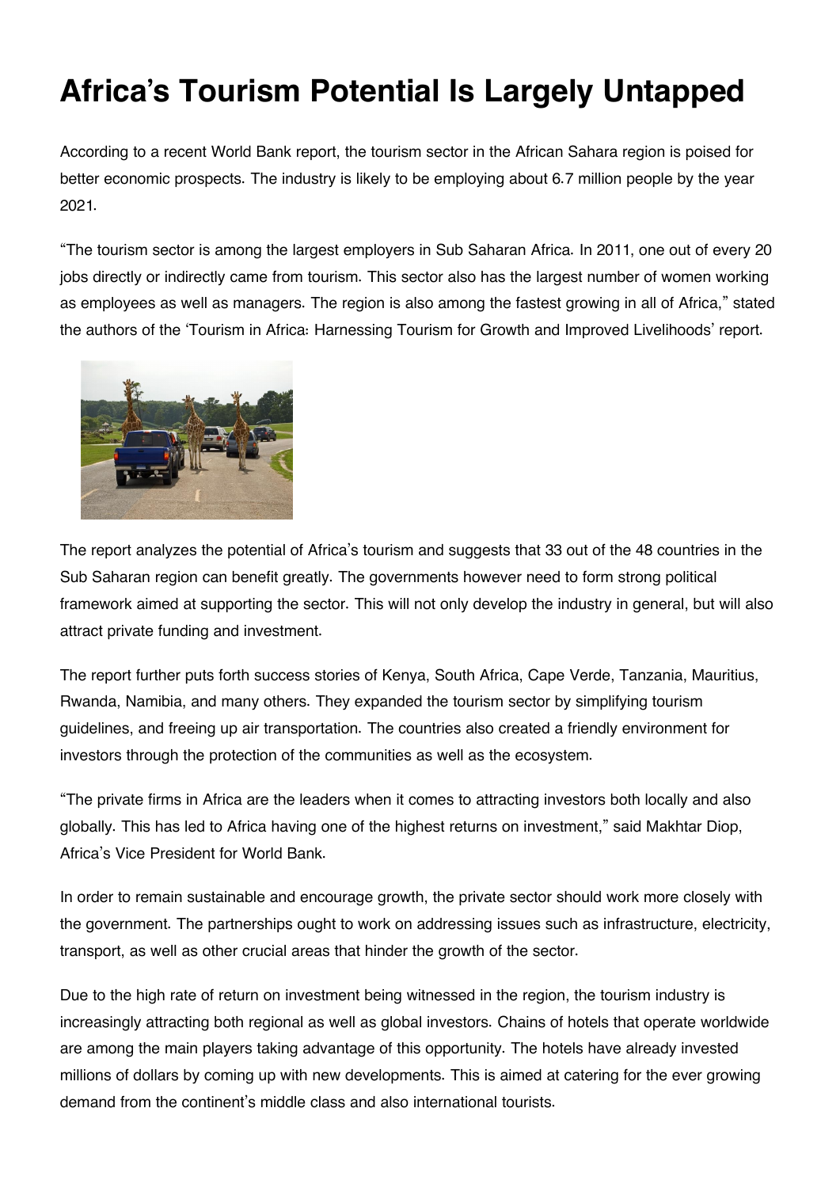# Africa's Tourism Potential Is Largely Untapped

According to a recent World Bank report, the tourism sector in the African Sahara region is poised for better economic prospects. The industry is likely to be employing about 6.7 million people by the year 2021.

"The tourism sector is among the largest employers in Sub Saharan Africa. In 2011, one out of every 20 jobs directly or indirectly came from tourism. This sector also has the largest number of women working as employees as well as managers. The region is also among the fastest growing in all of Africa," stated the authors of the 'Tourism in Africa: Harnessing Tourism for Growth and Improved Livelihoods' report.

The report analyzes the potential of Africa's tourism and suggests that 33 out of the 48 countries in the Sub Saharan region can benefit greatly. The governments however need to form strong political framework aimed at supporting the sector. This will not only develop the industry in general, but will also attract private funding and investment.

The report further puts forth success stories of Kenya, South Africa, Cape Verde, Tanzania, Mauritius, Rwanda, Namibia, and many others. They expanded the tourism sector by simplifying tourism guidelines, and freeing up air transportation. The countries also created a friendly environment for investors through the protection of the communities as well as the ecosystem.

"The private firms in Africa are the leaders when it comes to attracting investors both locally and also globally. This has led to Africa having one of the highest returns on investment," said Makhtar Diop, Africa's Vice President for World Bank.

In order to remain sustainable and encourage growth, the private sector should work more closely with the government. The partnerships ought to work on addressing issues such as infrastructure, electricity, transport, as well as other crucial areas that hinder the growth of the sector.

Due to the high rate of return on investment being witnessed in the region, the tourism industry is increasingly attracting both regional as well as global investors. Chains of hotels that operate worldwide are among the main players taking advantage of this opportunity. The hotels have already invested millions of dollars by coming up with new developments. This is aimed at catering for the ever growing demand from the continent's middle class and also international tourists.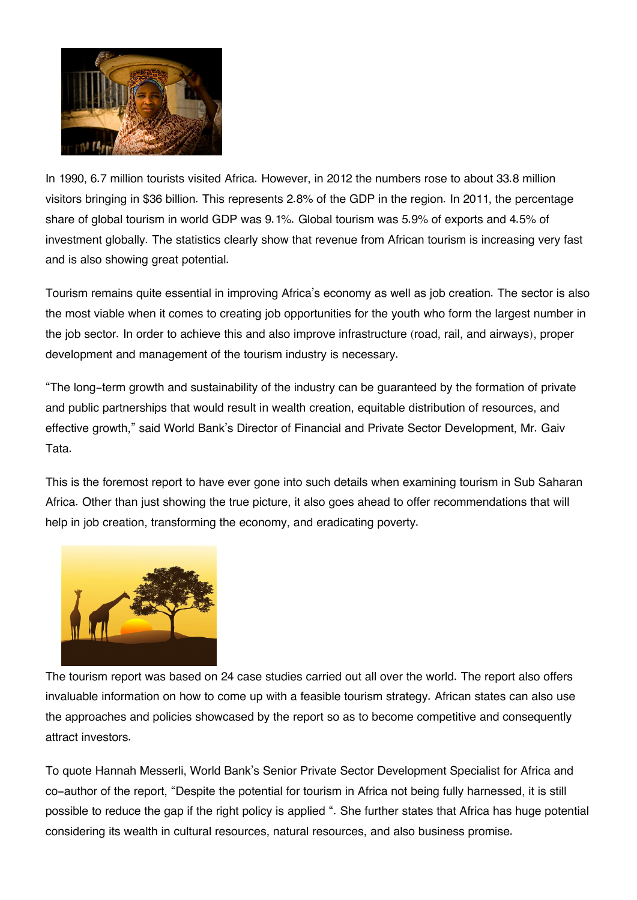In 1990, 6.7 million tourists visited Africa. However, in 2012 the numbers rose to about 33.8 million visitors bringing in $36 billion. This represents 2.8% of the GDP in the region. In 2011, the percentage share of global tourism in world GDP was 9.1%. Global tourism was 5.9% of exports and 4.5% of investment globally. The statistics clearly show that revenue from African tourism is increasing very fast and is also showing great potential.

Tourism remains quite essential in improving Africa's economy as well as job creation. The sector is also the most viable when it comes to creating job opportunities for the youth who form the largest number in the job sector. In order to achieve this and also improve infrastructure (road, rail, and airways), proper development and management of the tourism industry is necessary.

"The long-term growth and sustainability of the industry can be guaranteed by the formation of private and public partnerships that would result in wealth creation, equitable distribution of resources, and effective growth," said World Bank's Director of Financial and Private Sector Development, Mr. Gaiv Tata.

This is the foremost report to have ever gone into such details when examining tourism in Sub Saharan Africa. Other than just showing the true picture, it also goes ahead to offer recommendations that will help in job creation, transforming the economy, and eradicating poverty.

The tourism report was based on 24 case studies carried out all over the world. The report also offers invaluable information on how to come up with a feasible tourism strategy. African states can also use the approaches and policies showcased by the report so as to become competitive and consequently attract investors.

To quote Hannah Messerli, World Bank's Senior Private Sector Development Specialist for Africa and co-author of the report, "Despite the potential for tourism in Africa not being fully harnessed, it is still possible to reduce the gap if the right policy is applied ". She further states that Africa has huge potential considering its wealth in cultural resources, natural resources, and also business promise.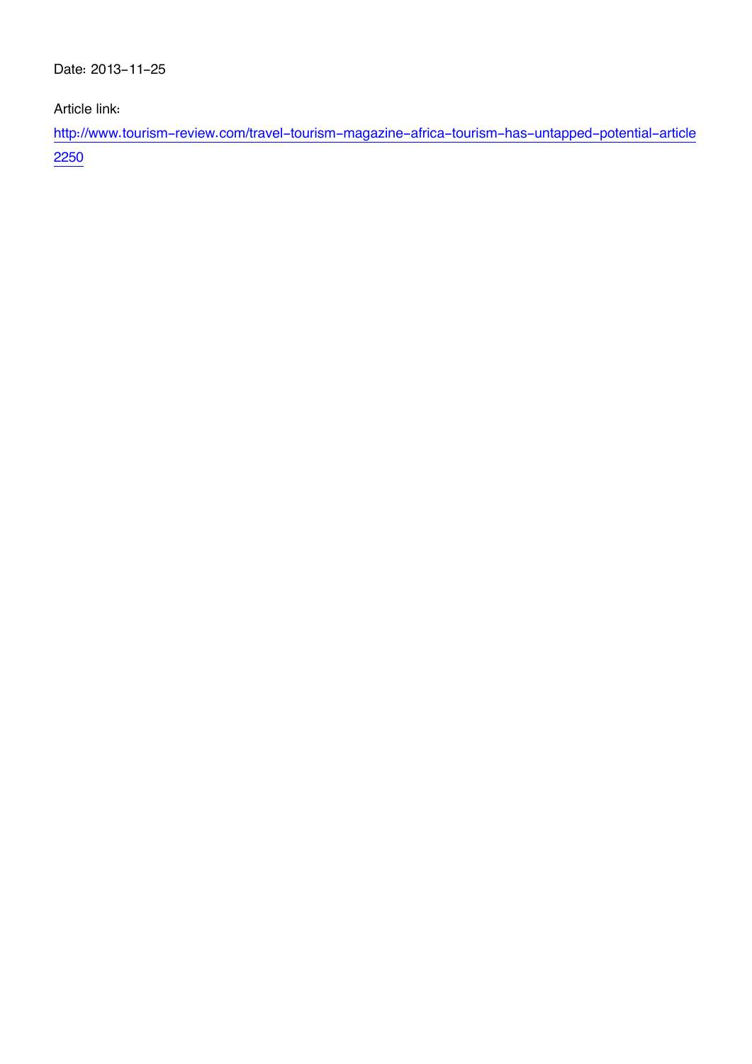Date: 2013-11-25

Article link:

[http://www.tourism-review.com/travel-tourism-magazine-africa-tourism-has-untapped-potential-article2250](http://www.tourism-review.com/travel-tourism-magazine-africa-tourism-has-untapped-potential-article2250)